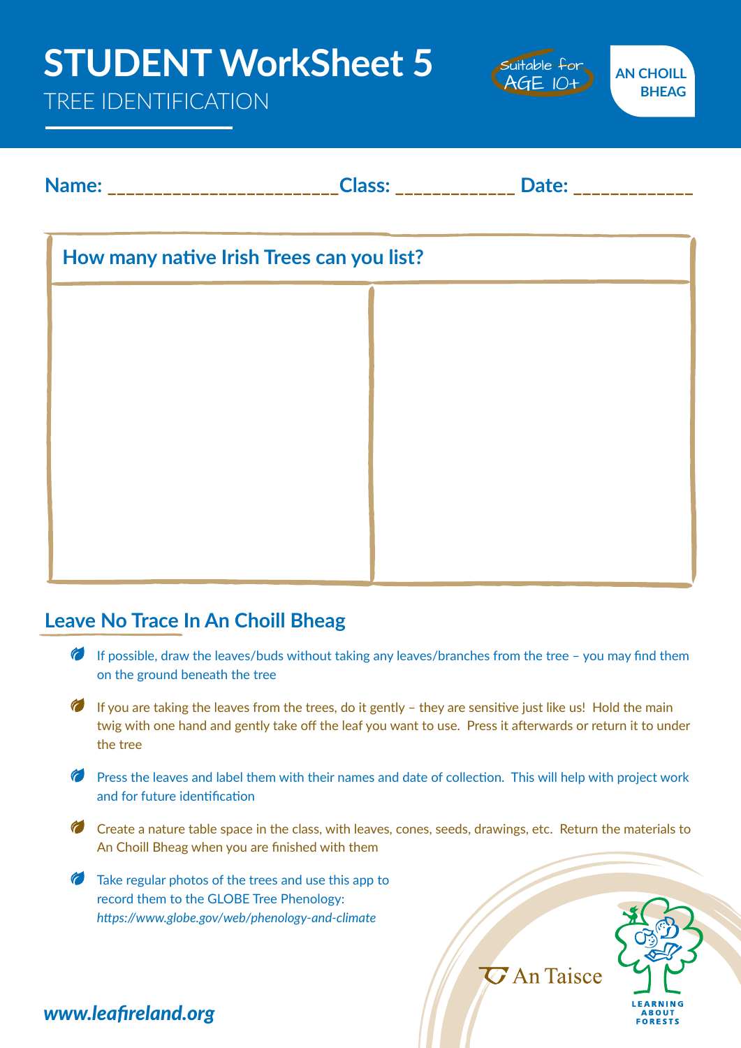# STUDENT WorkSheet 5

TREE IDENTIFICATION

Suitable for AGE 10+

AN CHOILL BHEAG

**Name:** ________________________**Class:** ____________ **Date:** ____________

| How many native Irish Trees can you list? | |
|---|---|
| | |

## Leave No Trace In An Choill Bheag

- If possible, draw the leaves/buds without taking any leaves/branches from the tree – you may find them on the ground beneath the tree
- If you are taking the leaves from the trees, do it gently – they are sensitive just like us! Hold the main twig with one hand and gently take off the leaf you want to use. Press it afterwards or return it to under the tree
- Press the leaves and label them with their names and date of collection. This will help with project work and for future identification
- Create a nature table space in the class, with leaves, cones, seeds, drawings, etc. Return the materials to An Choill Bheag when you are finished with them
- Take regular photos of the trees and use this app to record them to the GLOBE Tree Phenology: *https://www.globe.gov/web/phenology-and-climate*

An Taisce

LEARNING ABOUT FORESTS

*www.leafireland.org*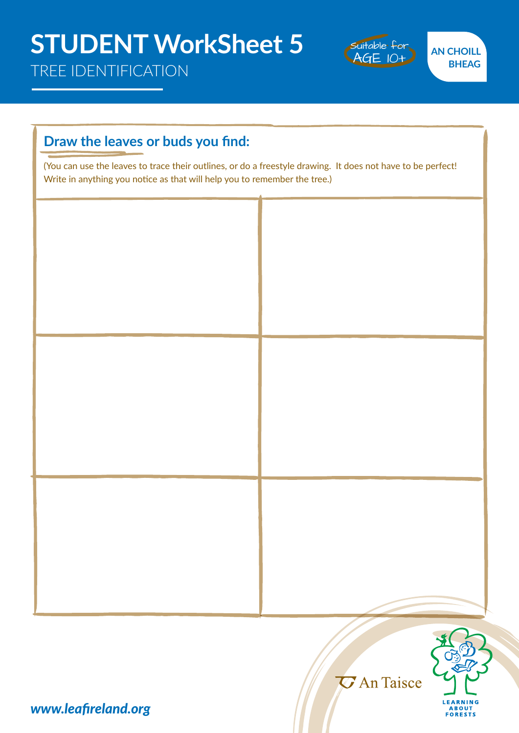# STUDENT WorkSheet 5

TREE IDENTIFICATION

Suitable for AGE 10+

AN CHOILL BHEAG

## Draw the leaves or buds you find:

(You can use the leaves to trace their outlines, or do a freestyle drawing. It does not have to be perfect! Write in anything you notice as that will help you to remember the tree.)

| | |
|---|---|
| | |
| | |
| | |

An Taisce

LEARNING ABOUT FORESTS

*www.leafireland.org*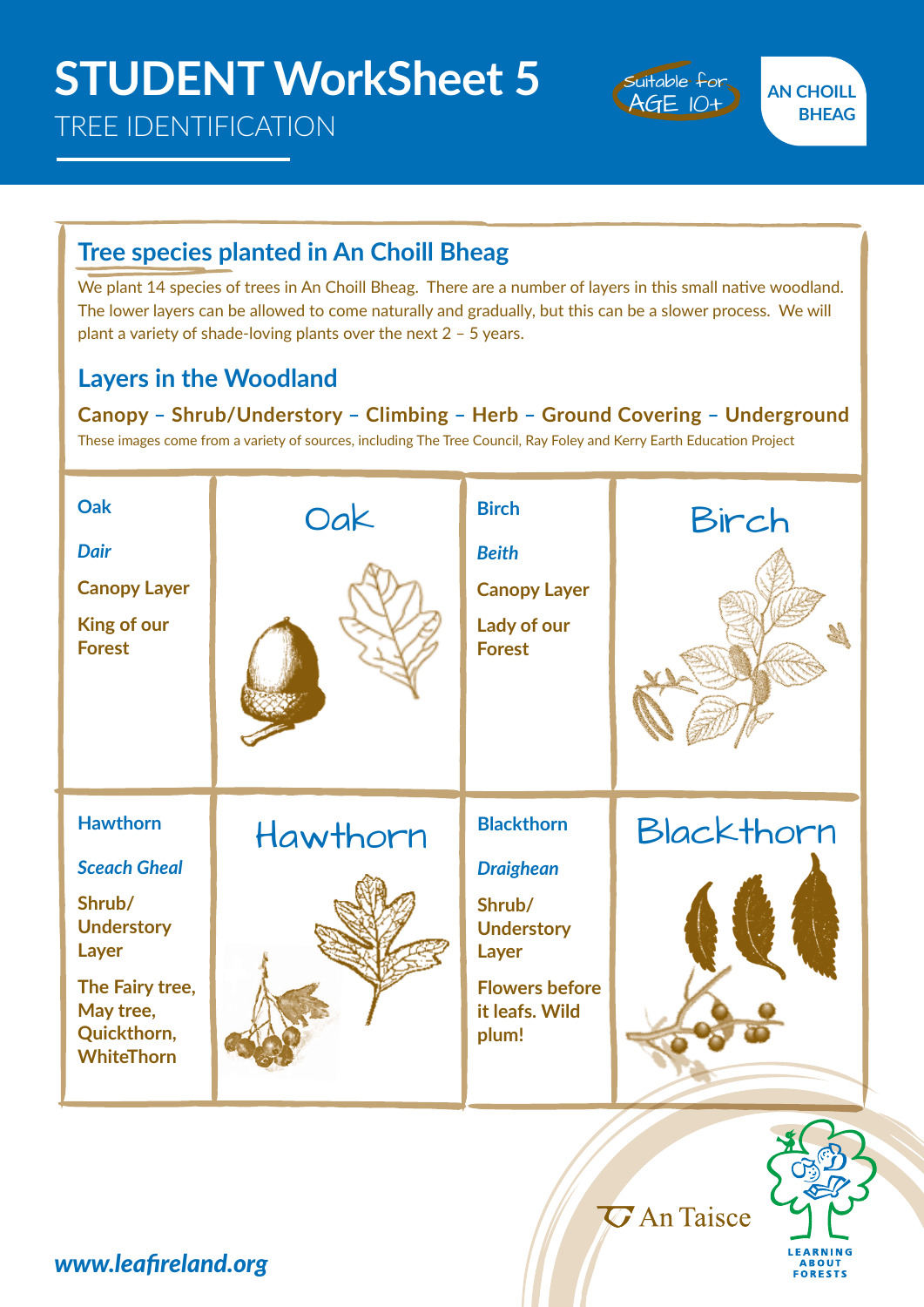# STUDENT WorkSheet 5

TREE IDENTIFICATION

Suitable for AGE 10+

AN CHOILL BHEAG

## Tree species planted in An Choill Bheag

We plant 14 species of trees in An Choill Bheag. There are a number of layers in this small native woodland. The lower layers can be allowed to come naturally and gradually, but this can be a slower process. We will plant a variety of shade-loving plants over the next 2 – 5 years.

## Layers in the Woodland

**Canopy – Shrub/Understory – Climbing – Herb – Ground Covering – Underground**

These images come from a variety of sources, including The Tree Council, Ray Foley and Kerry Earth Education Project

| | | | |
|---|---|---|---|
| **Oak**<br>***Dair***<br>**Canopy Layer**<br>**King of our Forest** | Oak | **Birch**<br>***Beith***<br>**Canopy Layer**<br>**Lady of our Forest** | Birch |
| **Hawthorn**<br>***Sceach Gheal***<br>**Shrub/ Understory Layer**<br>**The Fairy tree, May tree, Quickthorn, WhiteThorn** | Hawthorn | **Blackthorn**<br>***Draighean***<br>**Shrub/ Understory Layer**<br>**Flowers before it leafs. Wild plum!** | Blackthorn |

An Taisce

LEARNING ABOUT FORESTS

*www.leafireland.org*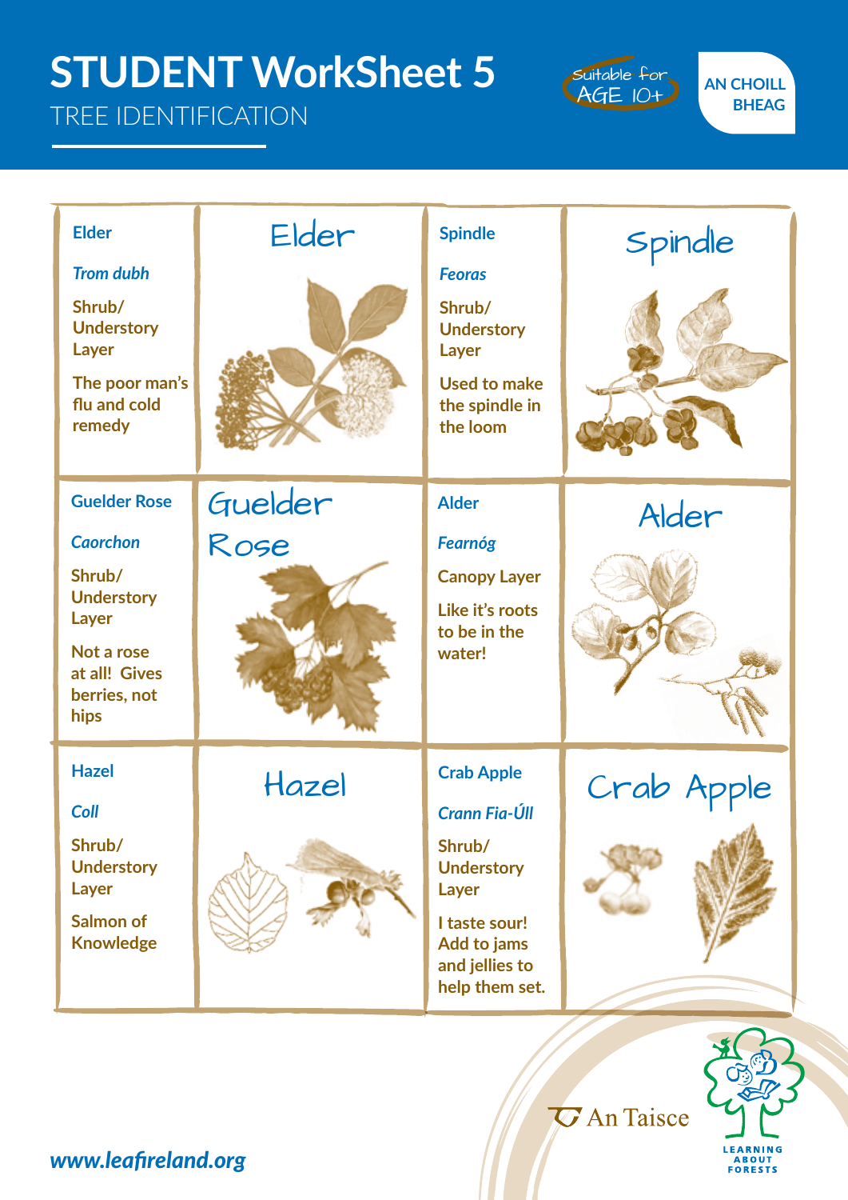# STUDENT WorkSheet 5

TREE IDENTIFICATION

Suitable for AGE 10+

AN CHOILL BHEAG

| | | | |
|---|---|---|---|
| Elder<br><br>*Trom dubh*<br><br>Shrub/ Understory Layer<br><br>The poor man's flu and cold remedy | Elder | Spindle<br><br>*Feoras*<br><br>Shrub/ Understory Layer<br><br>Used to make the spindle in the loom | Spindle |
| Guelder Rose<br><br>*Caorchon*<br><br>Shrub/ Understory Layer<br><br>Not a rose at all! Gives berries, not hips | Guelder Rose | Alder<br><br>*Fearnóg*<br><br>Canopy Layer<br><br>Like it's roots to be in the water! | Alder |
| Hazel<br><br>*Coll*<br><br>Shrub/ Understory Layer<br><br>Salmon of Knowledge | Hazel | Crab Apple<br><br>*Crann Fia-Úll*<br><br>Shrub/ Understory Layer<br><br>I taste sour! Add to jams and jellies to help them set. | Crab Apple |

An Taisce

LEARNING ABOUT FORESTS

www.leafireland.org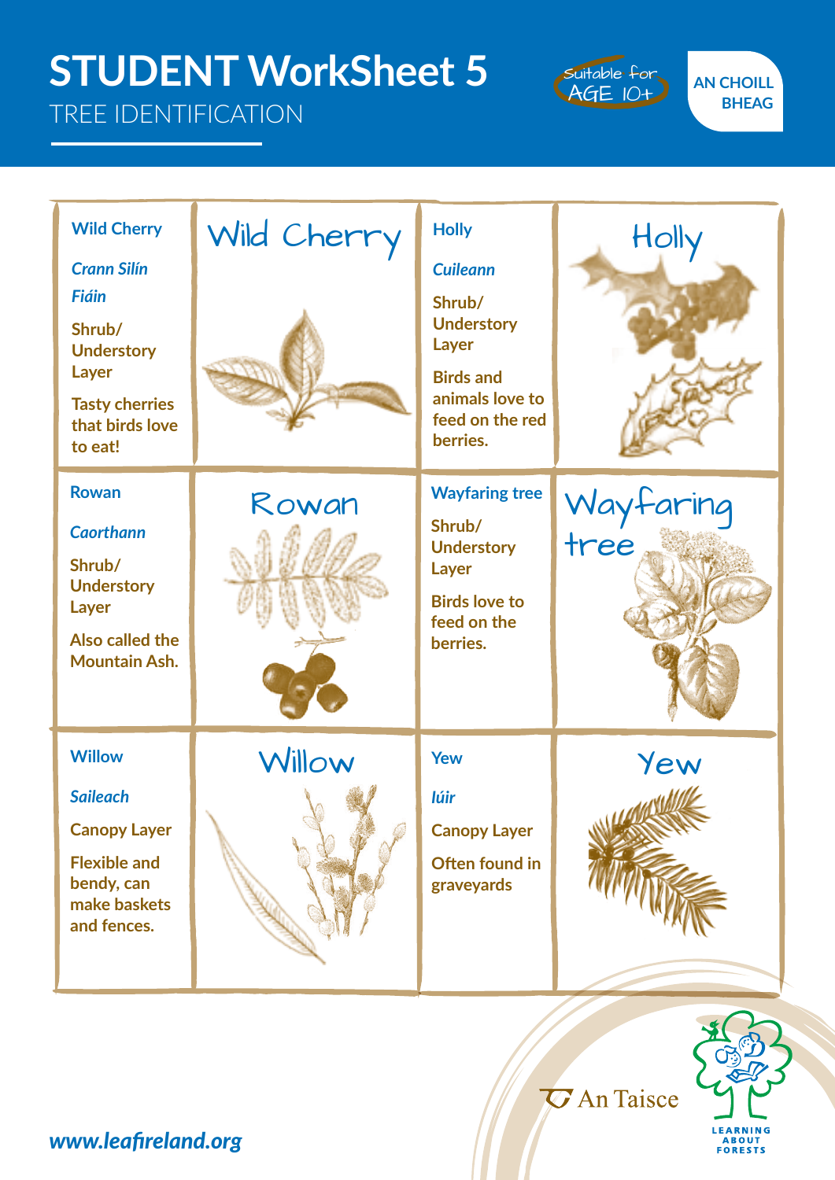# STUDENT WorkSheet 5

TREE IDENTIFICATION

Suitable for AGE 10+

AN CHOILL BHEAG

| | | | |
|---|---|---|---|
| **Wild Cherry**<br>***Crann Silín***<br>***Fiáin***<br>**Shrub/ Understory Layer**<br>**Tasty cherries that birds love to eat!** | Wild Cherry | **Holly**<br>***Cuileann***<br>**Shrub/ Understory Layer**<br>**Birds and animals love to feed on the red berries.** | Holly |
| **Rowan**<br>***Caorthann***<br>**Shrub/ Understory Layer**<br>**Also called the Mountain Ash.** | Rowan | **Wayfaring tree**<br>**Shrub/ Understory Layer**<br>**Birds love to feed on the berries.** | Wayfaring tree |
| **Willow**<br>***Saileach***<br>**Canopy Layer**<br>**Flexible and bendy, can make baskets and fences.** | Willow | **Yew**<br>***Iúir***<br>**Canopy Layer**<br>**Often found in graveyards** | Yew |

An Taisce

LEARNING ABOUT FORESTS

*www.leafireland.org*